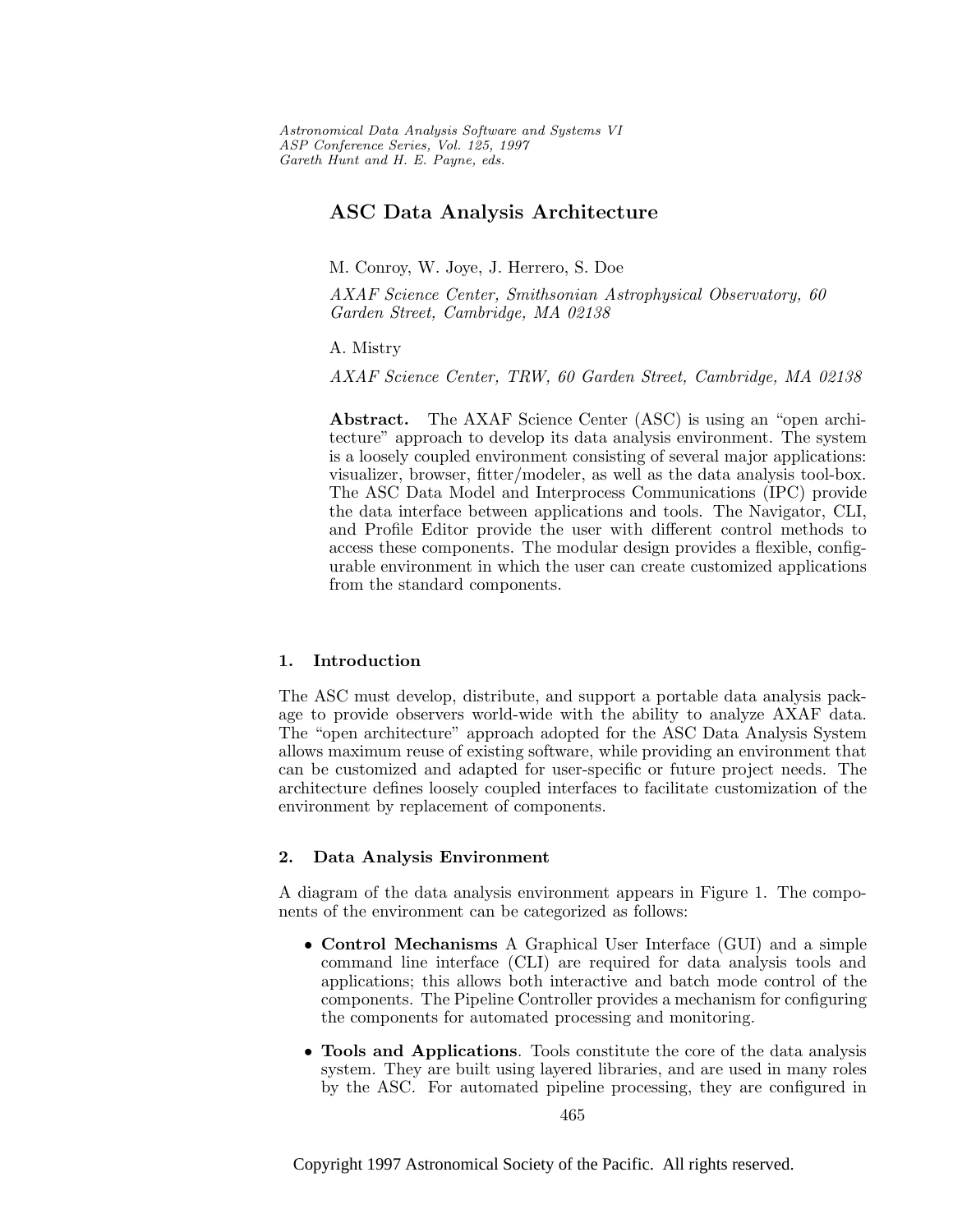# ASC Data Analysis Architecture

M. Conroy, W. Joye, J. Herrero, S. Doe

*AXAF Science Center, Smithsonian Astrophysical Observatory, 60 Garden Street, Cambridge, MA 02138*

A. Mistry

*AXAF Science Center, TRW, 60 Garden Street, Cambridge, MA 02138*

**Abstract.** The AXAF Science Center (ASC) is using an "open architecture" approach to develop its data analysis environment. The system is a loosely coupled environment consisting of several major applications: visualizer, browser, fitter/modeler, as well as the data analysis tool-box. The ASC Data Model and Interprocess Communications (IPC) provide the data interface between applications and tools. The Navigator, CLI, and Profile Editor provide the user with different control methods to access these components. The modular design provides a flexible, configurable environment in which the user can create customized applications from the standard components.

## 1. Introduction

The ASC must develop, distribute, and support a portable data analysis package to provide observers world-wide with the ability to analyze AXAF data. The "open architecture" approach adopted for the ASC Data Analysis System allows maximum reuse of existing software, while providing an environment that can be customized and adapted for user-specific or future project needs. The architecture defines loosely coupled interfaces to facilitate customization of the environment by replacement of components.

## 2. Data Analysis Environment

A diagram of the data analysis environment appears in Figure 1. The components of the environment can be categorized as follows:

- **Control Mechanisms** A Graphical User Interface (GUI) and a simple command line interface (CLI) are required for data analysis tools and applications; this allows both interactive and batch mode control of the components. The Pipeline Controller provides a mechanism for configuring the components for automated processing and monitoring.
- **Tools and Applications**. Tools constitute the core of the data analysis system. They are built using layered libraries, and are used in many roles by the ASC. For automated pipeline processing, they are configured in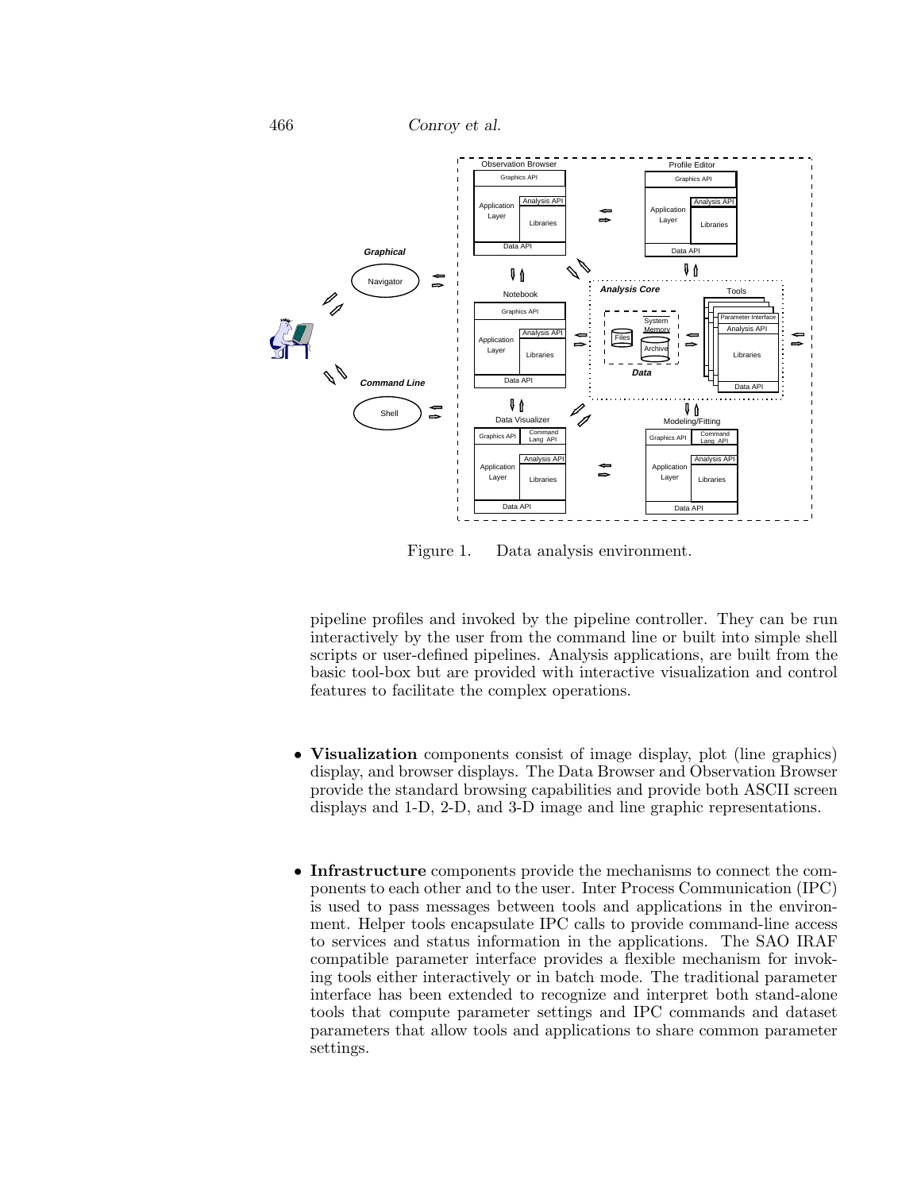Figure 1. Data analysis environment.

pipeline profiles and invoked by the pipeline controller. They can be run interactively by the user from the command line or built into simple shell scripts or user-defined pipelines. Analysis applications, are built from the basic tool-box but are provided with interactive visualization and control features to facilitate the complex operations.

- **Visualization** components consist of image display, plot (line graphics) display, and browser displays. The Data Browser and Observation Browser provide the standard browsing capabilities and provide both ASCII screen displays and 1-D, 2-D, and 3-D image and line graphic representations.

- **Infrastructure** components provide the mechanisms to connect the components to each other and to the user. Inter Process Communication (IPC) is used to pass messages between tools and applications in the environment. Helper tools encapsulate IPC calls to provide command-line access to services and status information in the applications. The SAO IRAF compatible parameter interface provides a flexible mechanism for invoking tools either interactively or in batch mode. The traditional parameter interface has been extended to recognize and interpret both stand-alone tools that compute parameter settings and IPC commands and dataset parameters that allow tools and applications to share common parameter settings.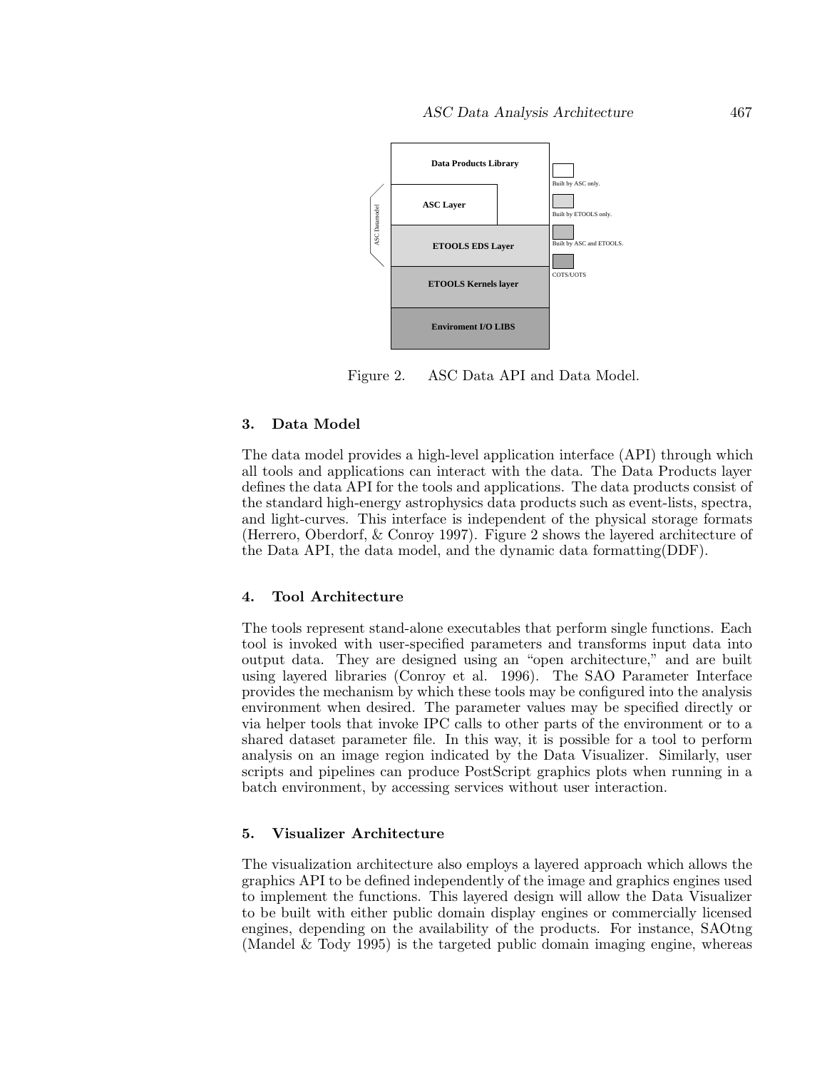Figure 2. ASC Data API and Data Model.

## 3. Data Model

The data model provides a high-level application interface (API) through which all tools and applications can interact with the data. The Data Products layer defines the data API for the tools and applications. The data products consist of the standard high-energy astrophysics data products such as event-lists, spectra, and light-curves. This interface is independent of the physical storage formats (Herrero, Oberdorf, & Conroy 1997). Figure 2 shows the layered architecture of the Data API, the data model, and the dynamic data formatting(DDF).

## 4. Tool Architecture

The tools represent stand-alone executables that perform single functions. Each tool is invoked with user-specified parameters and transforms input data into output data. They are designed using an "open architecture," and are built using layered libraries (Conroy et al. 1996). The SAO Parameter Interface provides the mechanism by which these tools may be configured into the analysis environment when desired. The parameter values may be specified directly or via helper tools that invoke IPC calls to other parts of the environment or to a shared dataset parameter file. In this way, it is possible for a tool to perform analysis on an image region indicated by the Data Visualizer. Similarly, user scripts and pipelines can produce PostScript graphics plots when running in a batch environment, by accessing services without user interaction.

## 5. Visualizer Architecture

The visualization architecture also employs a layered approach which allows the graphics API to be defined independently of the image and graphics engines used to implement the functions. This layered design will allow the Data Visualizer to be built with either public domain display engines or commercially licensed engines, depending on the availability of the products. For instance, SAOtng (Mandel & Tody 1995) is the targeted public domain imaging engine, whereas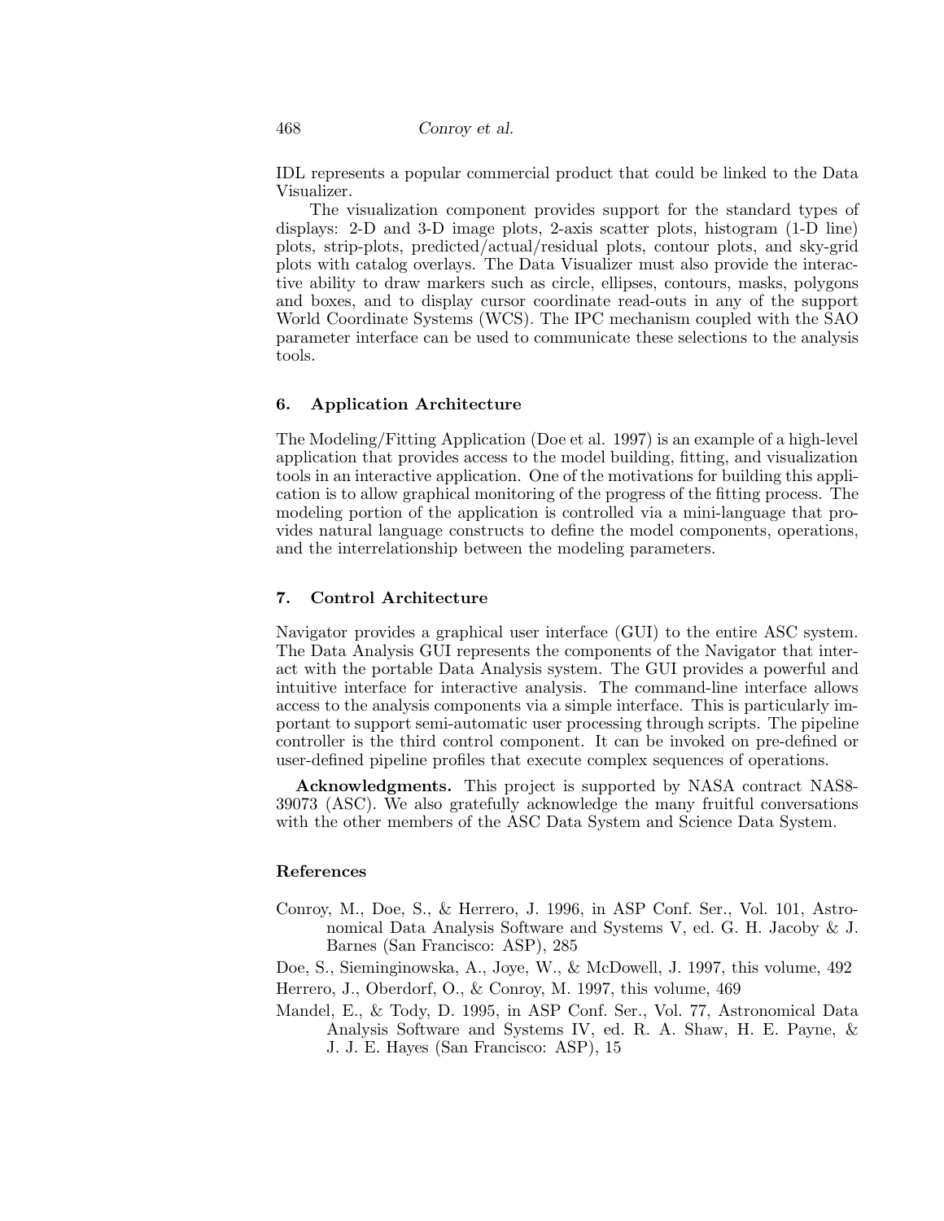IDL represents a popular commercial product that could be linked to the Data Visualizer.

The visualization component provides support for the standard types of displays: 2-D and 3-D image plots, 2-axis scatter plots, histogram (1-D line) plots, strip-plots, predicted/actual/residual plots, contour plots, and sky-grid plots with catalog overlays. The Data Visualizer must also provide the interactive ability to draw markers such as circle, ellipses, contours, masks, polygons and boxes, and to display cursor coordinate read-outs in any of the support World Coordinate Systems (WCS). The IPC mechanism coupled with the SAO parameter interface can be used to communicate these selections to the analysis tools.

## 6. Application Architecture

The Modeling/Fitting Application (Doe et al. 1997) is an example of a high-level application that provides access to the model building, fitting, and visualization tools in an interactive application. One of the motivations for building this application is to allow graphical monitoring of the progress of the fitting process. The modeling portion of the application is controlled via a mini-language that provides natural language constructs to define the model components, operations, and the interrelationship between the modeling parameters.

## 7. Control Architecture

Navigator provides a graphical user interface (GUI) to the entire ASC system. The Data Analysis GUI represents the components of the Navigator that interact with the portable Data Analysis system. The GUI provides a powerful and intuitive interface for interactive analysis. The command-line interface allows access to the analysis components via a simple interface. This is particularly important to support semi-automatic user processing through scripts. The pipeline controller is the third control component. It can be invoked on pre-defined or user-defined pipeline profiles that execute complex sequences of operations.

**Acknowledgments.** This project is supported by NASA contract NAS8-39073 (ASC). We also gratefully acknowledge the many fruitful conversations with the other members of the ASC Data System and Science Data System.

## References

Conroy, M., Doe, S., & Herrero, J. 1996, in ASP Conf. Ser., Vol. 101, Astronomical Data Analysis Software and Systems V, ed. G. H. Jacoby & J. Barnes (San Francisco: ASP), 285

Doe, S., Sieminginowska, A., Joye, W., & McDowell, J. 1997, this volume, 492

Herrero, J., Oberdorf, O., & Conroy, M. 1997, this volume, 469

Mandel, E., & Tody, D. 1995, in ASP Conf. Ser., Vol. 77, Astronomical Data Analysis Software and Systems IV, ed. R. A. Shaw, H. E. Payne, & J. J. E. Hayes (San Francisco: ASP), 15